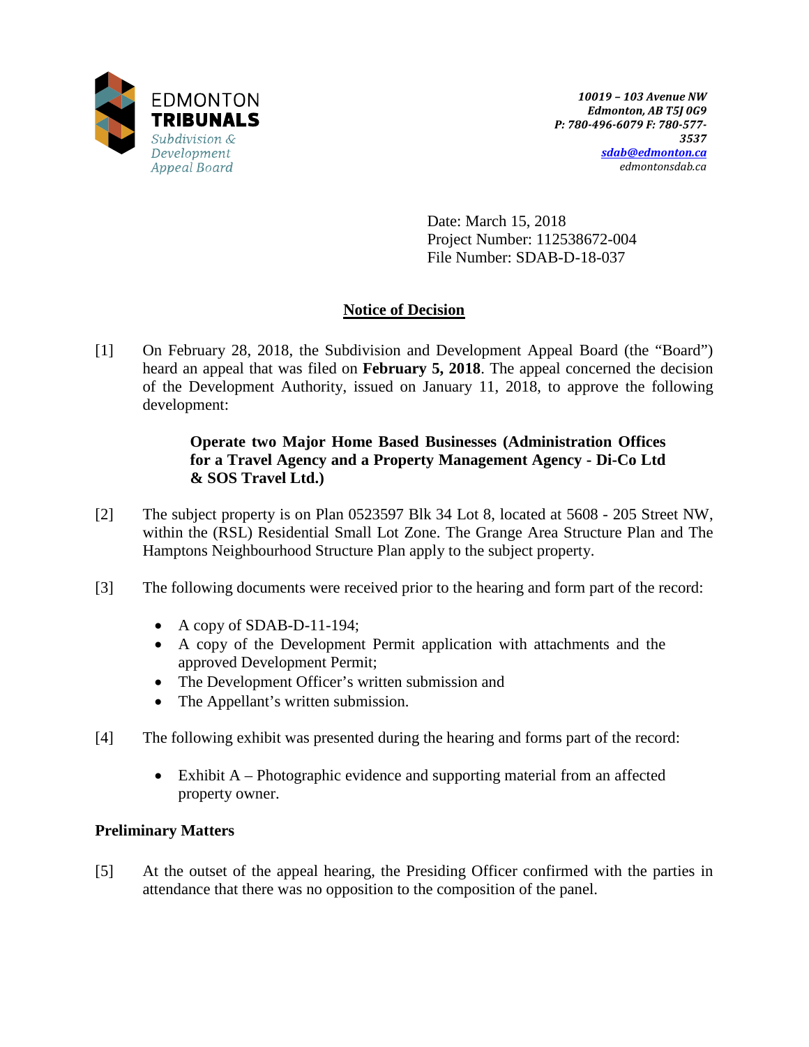EDMONTON
**TRIBUNALS**
*Subdivision & Development Appeal Board*

***10019 – 103 Avenue NW***
***Edmonton, AB T5J 0G9***
***P: 780-496-6079 F: 780-577-3537***
***sdab@edmonton.ca***
*edmontonsdab.ca*

Date: March 15, 2018
Project Number: 112538672-004
File Number: SDAB-D-18-037

## Notice of Decision

[1] On February 28, 2018, the Subdivision and Development Appeal Board (the "Board") heard an appeal that was filed on **February 5, 2018**. The appeal concerned the decision of the Development Authority, issued on January 11, 2018, to approve the following development:

> **Operate two Major Home Based Businesses (Administration Offices for a Travel Agency and a Property Management Agency - Di-Co Ltd & SOS Travel Ltd.)**

[2] The subject property is on Plan 0523597 Blk 34 Lot 8, located at 5608 - 205 Street NW, within the (RSL) Residential Small Lot Zone. The Grange Area Structure Plan and The Hamptons Neighbourhood Structure Plan apply to the subject property.

[3] The following documents were received prior to the hearing and form part of the record:

- A copy of SDAB-D-11-194;
- A copy of the Development Permit application with attachments and the approved Development Permit;
- The Development Officer's written submission and
- The Appellant's written submission.

[4] The following exhibit was presented during the hearing and forms part of the record:

- Exhibit A – Photographic evidence and supporting material from an affected property owner.

### Preliminary Matters

[5] At the outset of the appeal hearing, the Presiding Officer confirmed with the parties in attendance that there was no opposition to the composition of the panel.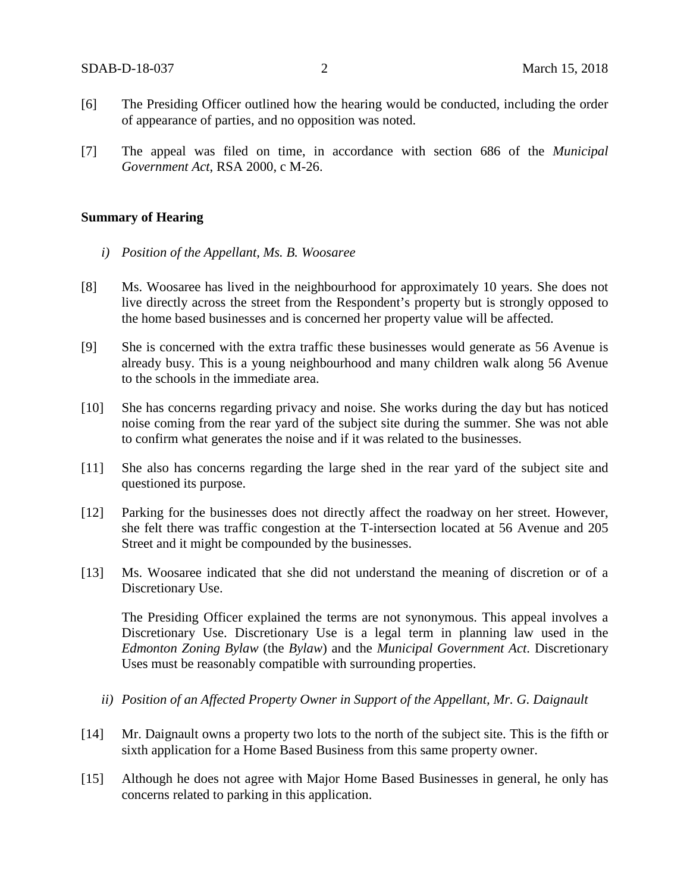[6] The Presiding Officer outlined how the hearing would be conducted, including the order of appearance of parties, and no opposition was noted.

[7] The appeal was filed on time, in accordance with section 686 of the *Municipal Government Act*, RSA 2000, c M-26.

**Summary of Hearing**

*i) Position of the Appellant, Ms. B. Woosaree*

[8] Ms. Woosaree has lived in the neighbourhood for approximately 10 years. She does not live directly across the street from the Respondent's property but is strongly opposed to the home based businesses and is concerned her property value will be affected.

[9] She is concerned with the extra traffic these businesses would generate as 56 Avenue is already busy. This is a young neighbourhood and many children walk along 56 Avenue to the schools in the immediate area.

[10] She has concerns regarding privacy and noise. She works during the day but has noticed noise coming from the rear yard of the subject site during the summer. She was not able to confirm what generates the noise and if it was related to the businesses.

[11] She also has concerns regarding the large shed in the rear yard of the subject site and questioned its purpose.

[12] Parking for the businesses does not directly affect the roadway on her street. However, she felt there was traffic congestion at the T-intersection located at 56 Avenue and 205 Street and it might be compounded by the businesses.

[13] Ms. Woosaree indicated that she did not understand the meaning of discretion or of a Discretionary Use.

The Presiding Officer explained the terms are not synonymous. This appeal involves a Discretionary Use. Discretionary Use is a legal term in planning law used in the *Edmonton Zoning Bylaw* (the *Bylaw*) and the *Municipal Government Act*. Discretionary Uses must be reasonably compatible with surrounding properties.

*ii) Position of an Affected Property Owner in Support of the Appellant, Mr. G. Daignault*

[14] Mr. Daignault owns a property two lots to the north of the subject site. This is the fifth or sixth application for a Home Based Business from this same property owner.

[15] Although he does not agree with Major Home Based Businesses in general, he only has concerns related to parking in this application.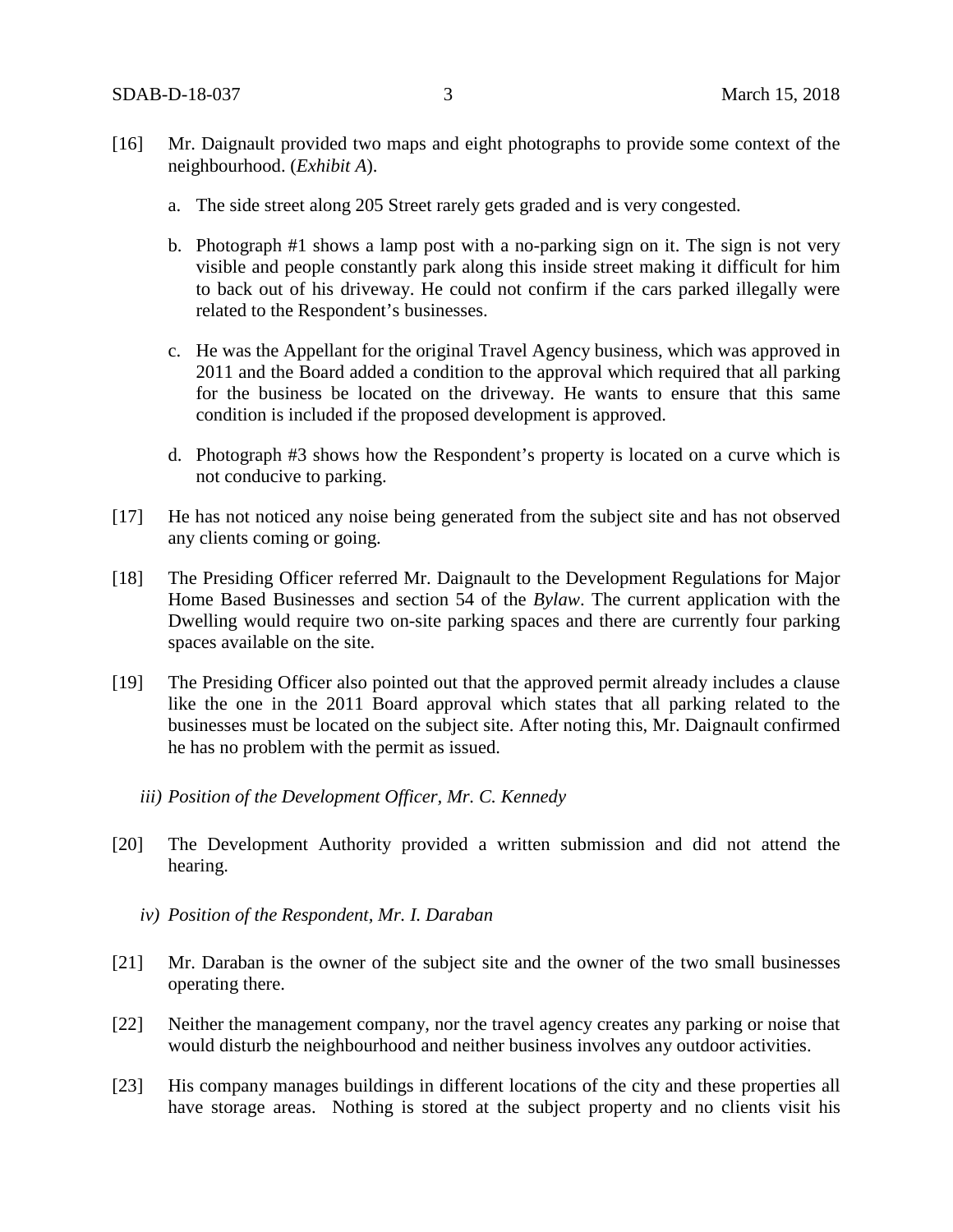[16] Mr. Daignault provided two maps and eight photographs to provide some context of the neighbourhood. (*Exhibit A*).

a. The side street along 205 Street rarely gets graded and is very congested.

b. Photograph #1 shows a lamp post with a no-parking sign on it. The sign is not very visible and people constantly park along this inside street making it difficult for him to back out of his driveway. He could not confirm if the cars parked illegally were related to the Respondent's businesses.

c. He was the Appellant for the original Travel Agency business, which was approved in 2011 and the Board added a condition to the approval which required that all parking for the business be located on the driveway. He wants to ensure that this same condition is included if the proposed development is approved.

d. Photograph #3 shows how the Respondent's property is located on a curve which is not conducive to parking.

[17] He has not noticed any noise being generated from the subject site and has not observed any clients coming or going.

[18] The Presiding Officer referred Mr. Daignault to the Development Regulations for Major Home Based Businesses and section 54 of the *Bylaw*. The current application with the Dwelling would require two on-site parking spaces and there are currently four parking spaces available on the site.

[19] The Presiding Officer also pointed out that the approved permit already includes a clause like the one in the 2011 Board approval which states that all parking related to the businesses must be located on the subject site. After noting this, Mr. Daignault confirmed he has no problem with the permit as issued.

*iii) Position of the Development Officer, Mr. C. Kennedy*

[20] The Development Authority provided a written submission and did not attend the hearing.

*iv) Position of the Respondent, Mr. I. Daraban*

[21] Mr. Daraban is the owner of the subject site and the owner of the two small businesses operating there.

[22] Neither the management company, nor the travel agency creates any parking or noise that would disturb the neighbourhood and neither business involves any outdoor activities.

[23] His company manages buildings in different locations of the city and these properties all have storage areas. Nothing is stored at the subject property and no clients visit his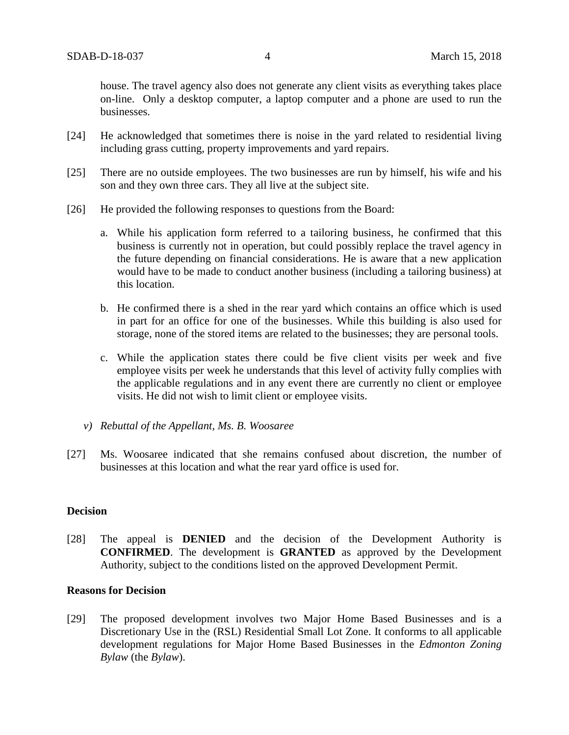house. The travel agency also does not generate any client visits as everything takes place on-line. Only a desktop computer, a laptop computer and a phone are used to run the businesses.

[24] He acknowledged that sometimes there is noise in the yard related to residential living including grass cutting, property improvements and yard repairs.

[25] There are no outside employees. The two businesses are run by himself, his wife and his son and they own three cars. They all live at the subject site.

[26] He provided the following responses to questions from the Board:

a. While his application form referred to a tailoring business, he confirmed that this business is currently not in operation, but could possibly replace the travel agency in the future depending on financial considerations. He is aware that a new application would have to be made to conduct another business (including a tailoring business) at this location.

b. He confirmed there is a shed in the rear yard which contains an office which is used in part for an office for one of the businesses. While this building is also used for storage, none of the stored items are related to the businesses; they are personal tools.

c. While the application states there could be five client visits per week and five employee visits per week he understands that this level of activity fully complies with the applicable regulations and in any event there are currently no client or employee visits. He did not wish to limit client or employee visits.

*v) Rebuttal of the Appellant, Ms. B. Woosaree*

[27] Ms. Woosaree indicated that she remains confused about discretion, the number of businesses at this location and what the rear yard office is used for.

## Decision

[28] The appeal is **DENIED** and the decision of the Development Authority is **CONFIRMED**. The development is **GRANTED** as approved by the Development Authority, subject to the conditions listed on the approved Development Permit.

## Reasons for Decision

[29] The proposed development involves two Major Home Based Businesses and is a Discretionary Use in the (RSL) Residential Small Lot Zone. It conforms to all applicable development regulations for Major Home Based Businesses in the *Edmonton Zoning Bylaw* (the *Bylaw*).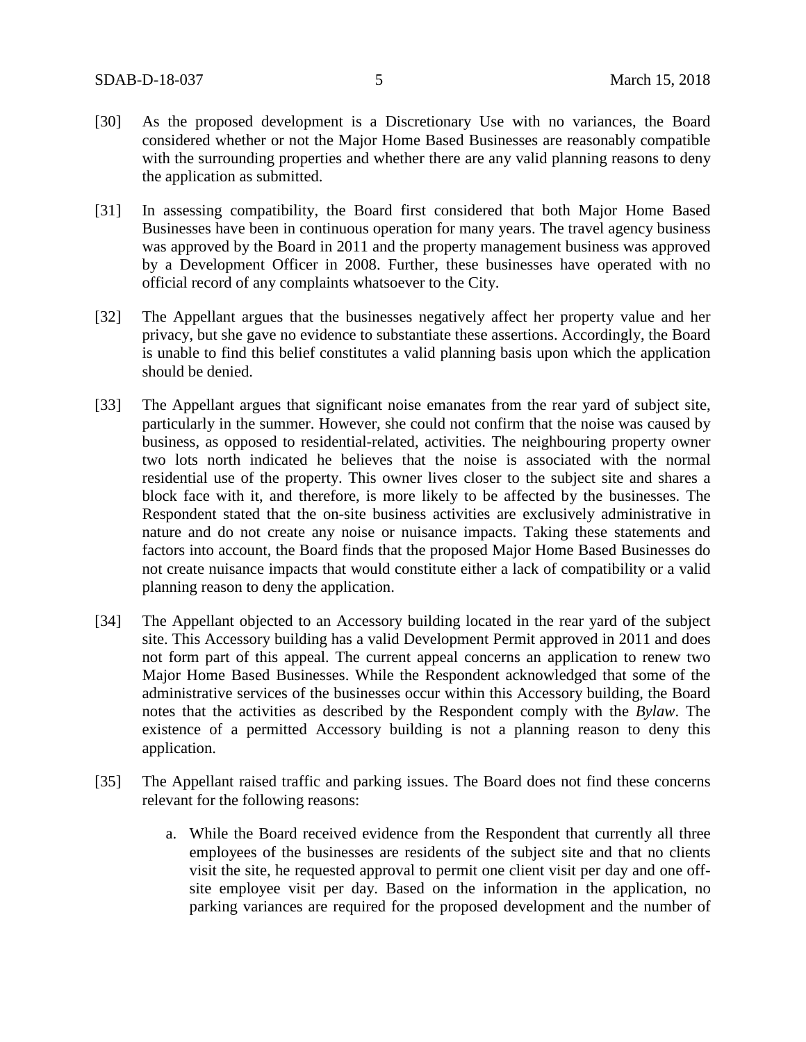[30] As the proposed development is a Discretionary Use with no variances, the Board considered whether or not the Major Home Based Businesses are reasonably compatible with the surrounding properties and whether there are any valid planning reasons to deny the application as submitted.

[31] In assessing compatibility, the Board first considered that both Major Home Based Businesses have been in continuous operation for many years. The travel agency business was approved by the Board in 2011 and the property management business was approved by a Development Officer in 2008. Further, these businesses have operated with no official record of any complaints whatsoever to the City.

[32] The Appellant argues that the businesses negatively affect her property value and her privacy, but she gave no evidence to substantiate these assertions. Accordingly, the Board is unable to find this belief constitutes a valid planning basis upon which the application should be denied.

[33] The Appellant argues that significant noise emanates from the rear yard of subject site, particularly in the summer. However, she could not confirm that the noise was caused by business, as opposed to residential-related, activities. The neighbouring property owner two lots north indicated he believes that the noise is associated with the normal residential use of the property. This owner lives closer to the subject site and shares a block face with it, and therefore, is more likely to be affected by the businesses. The Respondent stated that the on-site business activities are exclusively administrative in nature and do not create any noise or nuisance impacts. Taking these statements and factors into account, the Board finds that the proposed Major Home Based Businesses do not create nuisance impacts that would constitute either a lack of compatibility or a valid planning reason to deny the application.

[34] The Appellant objected to an Accessory building located in the rear yard of the subject site. This Accessory building has a valid Development Permit approved in 2011 and does not form part of this appeal. The current appeal concerns an application to renew two Major Home Based Businesses. While the Respondent acknowledged that some of the administrative services of the businesses occur within this Accessory building, the Board notes that the activities as described by the Respondent comply with the *Bylaw*. The existence of a permitted Accessory building is not a planning reason to deny this application.

[35] The Appellant raised traffic and parking issues. The Board does not find these concerns relevant for the following reasons:

a. While the Board received evidence from the Respondent that currently all three employees of the businesses are residents of the subject site and that no clients visit the site, he requested approval to permit one client visit per day and one off-site employee visit per day. Based on the information in the application, no parking variances are required for the proposed development and the number of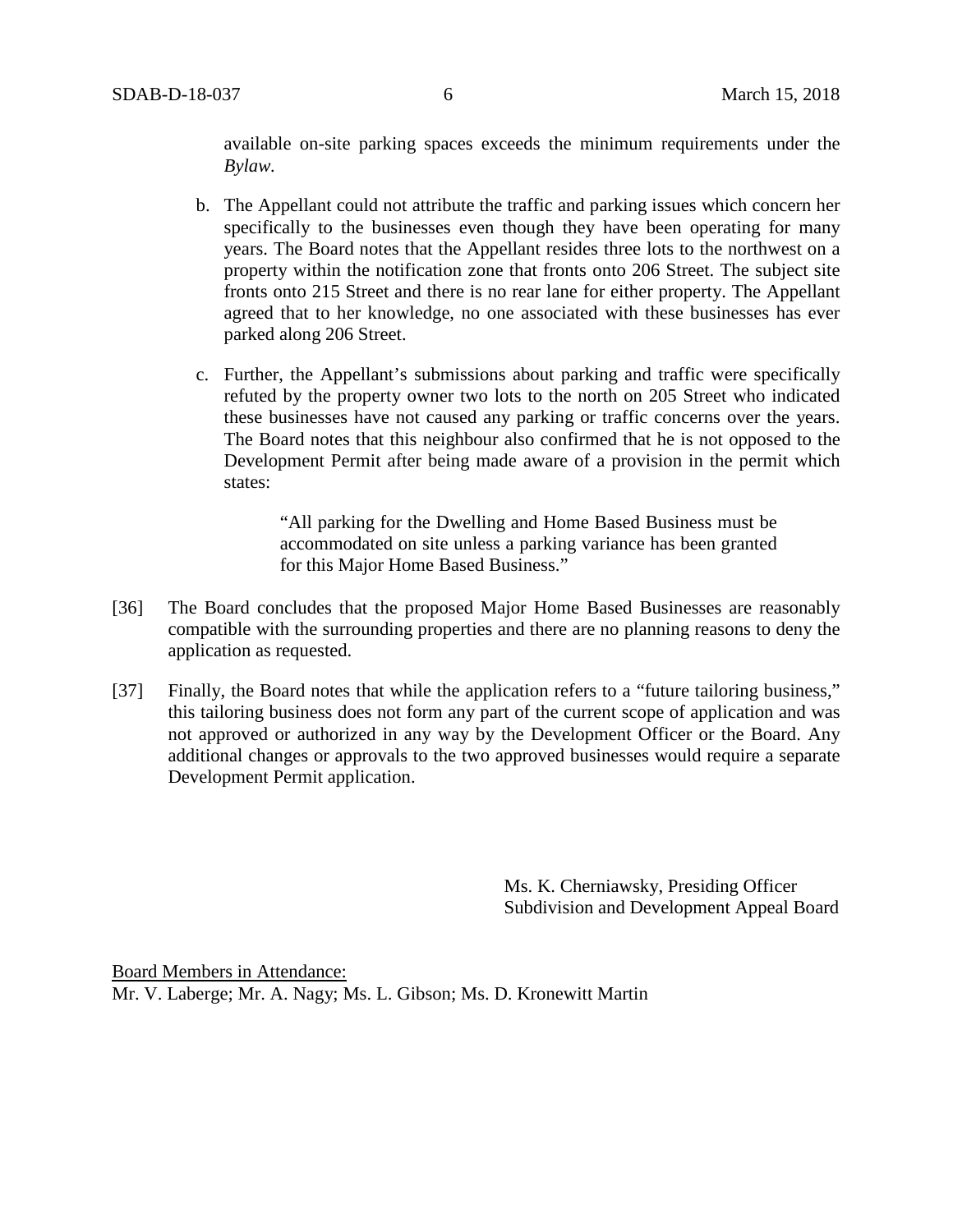available on-site parking spaces exceeds the minimum requirements under the *Bylaw*.

b. The Appellant could not attribute the traffic and parking issues which concern her specifically to the businesses even though they have been operating for many years. The Board notes that the Appellant resides three lots to the northwest on a property within the notification zone that fronts onto 206 Street. The subject site fronts onto 215 Street and there is no rear lane for either property. The Appellant agreed that to her knowledge, no one associated with these businesses has ever parked along 206 Street.

c. Further, the Appellant's submissions about parking and traffic were specifically refuted by the property owner two lots to the north on 205 Street who indicated these businesses have not caused any parking or traffic concerns over the years. The Board notes that this neighbour also confirmed that he is not opposed to the Development Permit after being made aware of a provision in the permit which states:

> "All parking for the Dwelling and Home Based Business must be accommodated on site unless a parking variance has been granted for this Major Home Based Business."

[36] The Board concludes that the proposed Major Home Based Businesses are reasonably compatible with the surrounding properties and there are no planning reasons to deny the application as requested.

[37] Finally, the Board notes that while the application refers to a "future tailoring business," this tailoring business does not form any part of the current scope of application and was not approved or authorized in any way by the Development Officer or the Board. Any additional changes or approvals to the two approved businesses would require a separate Development Permit application.

Ms. K. Cherniawsky, Presiding Officer
Subdivision and Development Appeal Board

Board Members in Attendance:
Mr. V. Laberge; Mr. A. Nagy; Ms. L. Gibson; Ms. D. Kronewitt Martin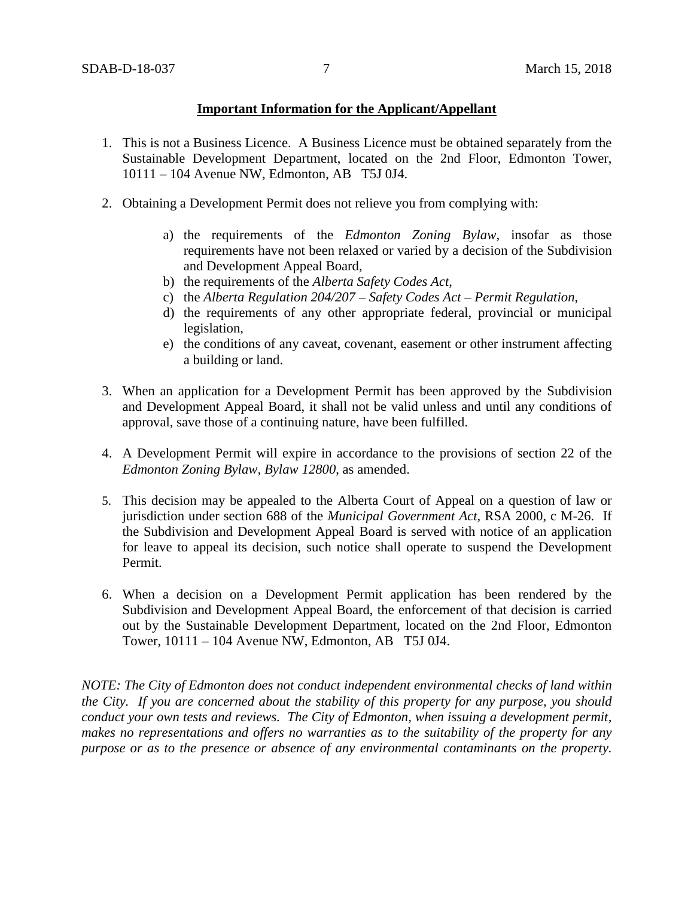**Important Information for the Applicant/Appellant**

1. This is not a Business Licence. A Business Licence must be obtained separately from the Sustainable Development Department, located on the 2nd Floor, Edmonton Tower, 10111 – 104 Avenue NW, Edmonton, AB T5J 0J4.

2. Obtaining a Development Permit does not relieve you from complying with:

    a) the requirements of the *Edmonton Zoning Bylaw*, insofar as those requirements have not been relaxed or varied by a decision of the Subdivision and Development Appeal Board,
    b) the requirements of the *Alberta Safety Codes Act*,
    c) the *Alberta Regulation 204/207 – Safety Codes Act – Permit Regulation*,
    d) the requirements of any other appropriate federal, provincial or municipal legislation,
    e) the conditions of any caveat, covenant, easement or other instrument affecting a building or land.

3. When an application for a Development Permit has been approved by the Subdivision and Development Appeal Board, it shall not be valid unless and until any conditions of approval, save those of a continuing nature, have been fulfilled.

4. A Development Permit will expire in accordance to the provisions of section 22 of the *Edmonton Zoning Bylaw, Bylaw 12800*, as amended.

5. This decision may be appealed to the Alberta Court of Appeal on a question of law or jurisdiction under section 688 of the *Municipal Government Act*, RSA 2000, c M-26. If the Subdivision and Development Appeal Board is served with notice of an application for leave to appeal its decision, such notice shall operate to suspend the Development Permit.

6. When a decision on a Development Permit application has been rendered by the Subdivision and Development Appeal Board, the enforcement of that decision is carried out by the Sustainable Development Department, located on the 2nd Floor, Edmonton Tower, 10111 – 104 Avenue NW, Edmonton, AB T5J 0J4.

*NOTE: The City of Edmonton does not conduct independent environmental checks of land within the City. If you are concerned about the stability of this property for any purpose, you should conduct your own tests and reviews. The City of Edmonton, when issuing a development permit, makes no representations and offers no warranties as to the suitability of the property for any purpose or as to the presence or absence of any environmental contaminants on the property.*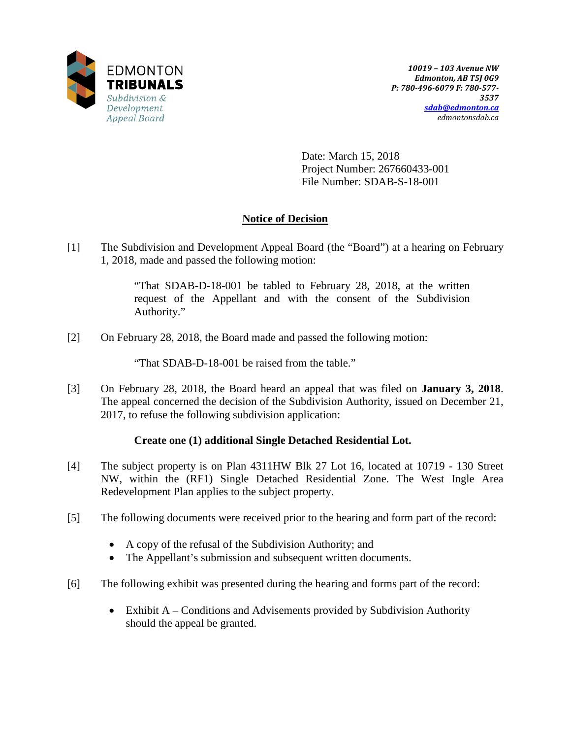EDMONTON **TRIBUNALS**
*Subdivision & Development Appeal Board*

***10019 – 103 Avenue NW***
***Edmonton, AB T5J 0G9***
***P: 780-496-6079 F: 780-577-3537***
***sdab@edmonton.ca***
*edmontonsdab.ca*

Date: March 15, 2018
Project Number: 267660433-001
File Number: SDAB-S-18-001

## Notice of Decision

[1] The Subdivision and Development Appeal Board (the "Board") at a hearing on February 1, 2018, made and passed the following motion:

> "That SDAB-D-18-001 be tabled to February 28, 2018, at the written request of the Appellant and with the consent of the Subdivision Authority."

[2] On February 28, 2018, the Board made and passed the following motion:

> "That SDAB-D-18-001 be raised from the table."

[3] On February 28, 2018, the Board heard an appeal that was filed on **January 3, 2018**. The appeal concerned the decision of the Subdivision Authority, issued on December 21, 2017, to refuse the following subdivision application:

> **Create one (1) additional Single Detached Residential Lot.**

[4] The subject property is on Plan 4311HW Blk 27 Lot 16, located at 10719 - 130 Street NW, within the (RF1) Single Detached Residential Zone. The West Ingle Area Redevelopment Plan applies to the subject property.

[5] The following documents were received prior to the hearing and form part of the record:

- A copy of the refusal of the Subdivision Authority; and
- The Appellant's submission and subsequent written documents.

[6] The following exhibit was presented during the hearing and forms part of the record:

- Exhibit A – Conditions and Advisements provided by Subdivision Authority should the appeal be granted.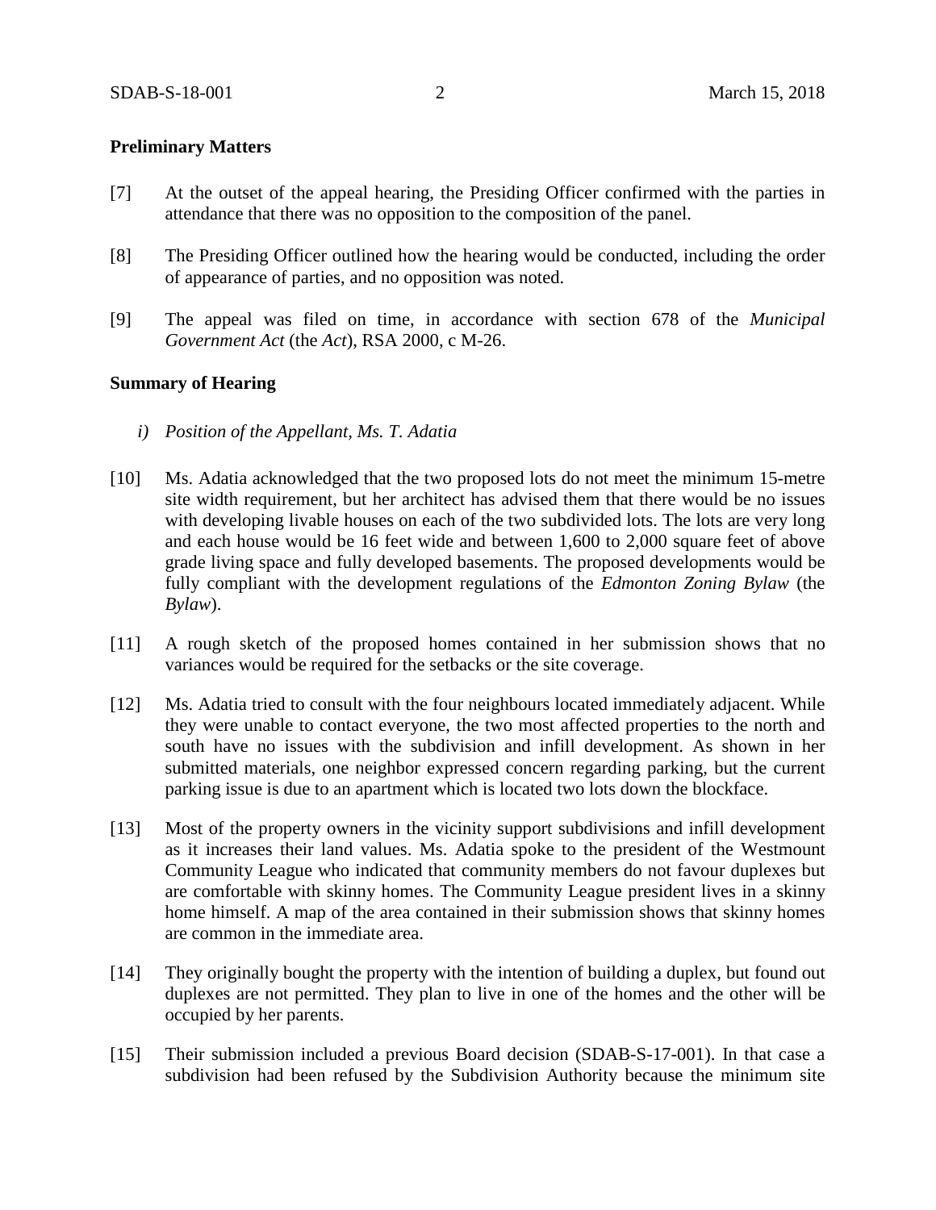**Preliminary Matters**

[7] At the outset of the appeal hearing, the Presiding Officer confirmed with the parties in attendance that there was no opposition to the composition of the panel.

[8] The Presiding Officer outlined how the hearing would be conducted, including the order of appearance of parties, and no opposition was noted.

[9] The appeal was filed on time, in accordance with section 678 of the *Municipal Government Act* (the *Act*), RSA 2000, c M-26.

**Summary of Hearing**

*i) Position of the Appellant, Ms. T. Adatia*

[10] Ms. Adatia acknowledged that the two proposed lots do not meet the minimum 15-metre site width requirement, but her architect has advised them that there would be no issues with developing livable houses on each of the two subdivided lots. The lots are very long and each house would be 16 feet wide and between 1,600 to 2,000 square feet of above grade living space and fully developed basements. The proposed developments would be fully compliant with the development regulations of the *Edmonton Zoning Bylaw* (the *Bylaw*).

[11] A rough sketch of the proposed homes contained in her submission shows that no variances would be required for the setbacks or the site coverage.

[12] Ms. Adatia tried to consult with the four neighbours located immediately adjacent. While they were unable to contact everyone, the two most affected properties to the north and south have no issues with the subdivision and infill development. As shown in her submitted materials, one neighbor expressed concern regarding parking, but the current parking issue is due to an apartment which is located two lots down the blockface.

[13] Most of the property owners in the vicinity support subdivisions and infill development as it increases their land values. Ms. Adatia spoke to the president of the Westmount Community League who indicated that community members do not favour duplexes but are comfortable with skinny homes. The Community League president lives in a skinny home himself. A map of the area contained in their submission shows that skinny homes are common in the immediate area.

[14] They originally bought the property with the intention of building a duplex, but found out duplexes are not permitted. They plan to live in one of the homes and the other will be occupied by her parents.

[15] Their submission included a previous Board decision (SDAB-S-17-001). In that case a subdivision had been refused by the Subdivision Authority because the minimum site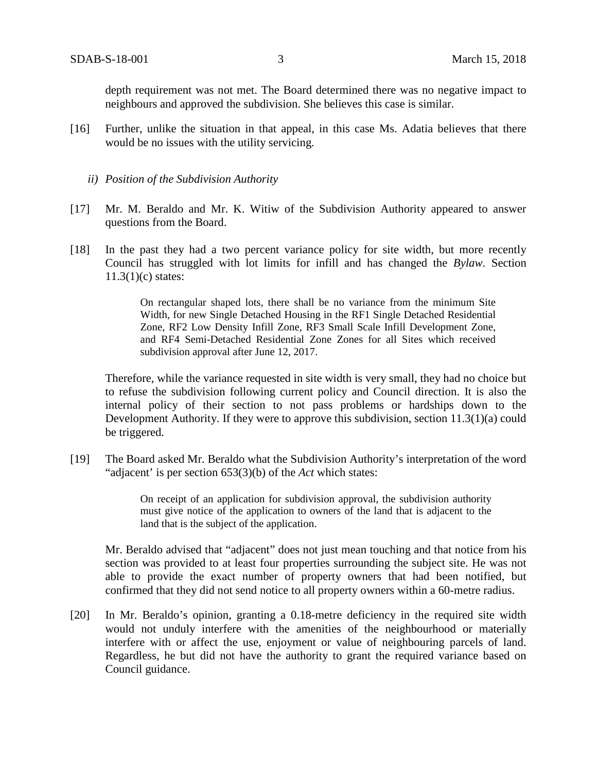depth requirement was not met. The Board determined there was no negative impact to neighbours and approved the subdivision. She believes this case is similar.

[16] Further, unlike the situation in that appeal, in this case Ms. Adatia believes that there would be no issues with the utility servicing.

*ii) Position of the Subdivision Authority*

[17] Mr. M. Beraldo and Mr. K. Witiw of the Subdivision Authority appeared to answer questions from the Board.

[18] In the past they had a two percent variance policy for site width, but more recently Council has struggled with lot limits for infill and has changed the *Bylaw*. Section 11.3(1)(c) states:

> On rectangular shaped lots, there shall be no variance from the minimum Site Width, for new Single Detached Housing in the RF1 Single Detached Residential Zone, RF2 Low Density Infill Zone, RF3 Small Scale Infill Development Zone, and RF4 Semi-Detached Residential Zone Zones for all Sites which received subdivision approval after June 12, 2017.

Therefore, while the variance requested in site width is very small, they had no choice but to refuse the subdivision following current policy and Council direction. It is also the internal policy of their section to not pass problems or hardships down to the Development Authority. If they were to approve this subdivision, section 11.3(1)(a) could be triggered.

[19] The Board asked Mr. Beraldo what the Subdivision Authority's interpretation of the word "adjacent' is per section 653(3)(b) of the *Act* which states:

> On receipt of an application for subdivision approval, the subdivision authority must give notice of the application to owners of the land that is adjacent to the land that is the subject of the application.

Mr. Beraldo advised that "adjacent" does not just mean touching and that notice from his section was provided to at least four properties surrounding the subject site. He was not able to provide the exact number of property owners that had been notified, but confirmed that they did not send notice to all property owners within a 60-metre radius.

[20] In Mr. Beraldo's opinion, granting a 0.18-metre deficiency in the required site width would not unduly interfere with the amenities of the neighbourhood or materially interfere with or affect the use, enjoyment or value of neighbouring parcels of land. Regardless, he but did not have the authority to grant the required variance based on Council guidance.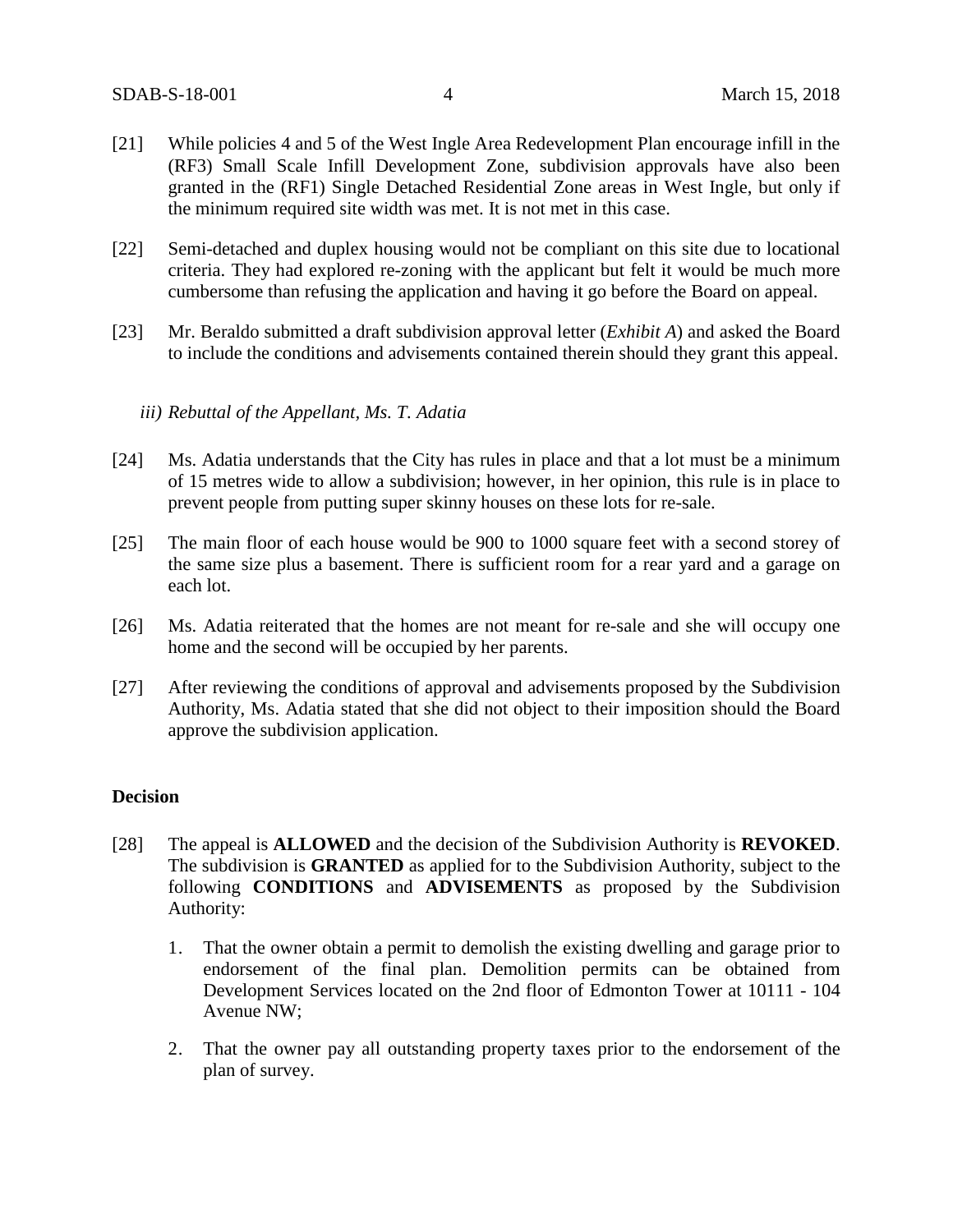[21] While policies 4 and 5 of the West Ingle Area Redevelopment Plan encourage infill in the (RF3) Small Scale Infill Development Zone, subdivision approvals have also been granted in the (RF1) Single Detached Residential Zone areas in West Ingle, but only if the minimum required site width was met. It is not met in this case.

[22] Semi-detached and duplex housing would not be compliant on this site due to locational criteria. They had explored re-zoning with the applicant but felt it would be much more cumbersome than refusing the application and having it go before the Board on appeal.

[23] Mr. Beraldo submitted a draft subdivision approval letter (*Exhibit A*) and asked the Board to include the conditions and advisements contained therein should they grant this appeal.

*iii) Rebuttal of the Appellant, Ms. T. Adatia*

[24] Ms. Adatia understands that the City has rules in place and that a lot must be a minimum of 15 metres wide to allow a subdivision; however, in her opinion, this rule is in place to prevent people from putting super skinny houses on these lots for re-sale.

[25] The main floor of each house would be 900 to 1000 square feet with a second storey of the same size plus a basement. There is sufficient room for a rear yard and a garage on each lot.

[26] Ms. Adatia reiterated that the homes are not meant for re-sale and she will occupy one home and the second will be occupied by her parents.

[27] After reviewing the conditions of approval and advisements proposed by the Subdivision Authority, Ms. Adatia stated that she did not object to their imposition should the Board approve the subdivision application.

**Decision**

[28] The appeal is **ALLOWED** and the decision of the Subdivision Authority is **REVOKED**. The subdivision is **GRANTED** as applied for to the Subdivision Authority, subject to the following **CONDITIONS** and **ADVISEMENTS** as proposed by the Subdivision Authority:

1. That the owner obtain a permit to demolish the existing dwelling and garage prior to endorsement of the final plan. Demolition permits can be obtained from Development Services located on the 2nd floor of Edmonton Tower at 10111 - 104 Avenue NW;

2. That the owner pay all outstanding property taxes prior to the endorsement of the plan of survey.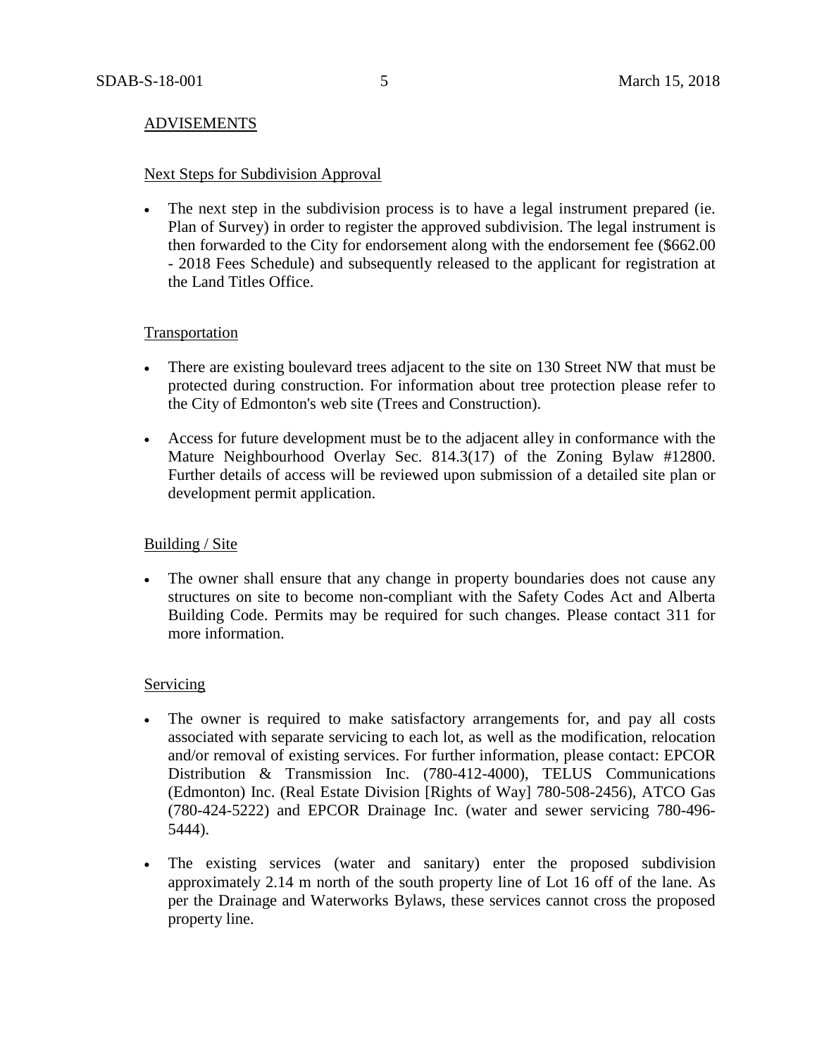## ADVISEMENTS

### Next Steps for Subdivision Approval

- The next step in the subdivision process is to have a legal instrument prepared (ie. Plan of Survey) in order to register the approved subdivision. The legal instrument is then forwarded to the City for endorsement along with the endorsement fee ($662.00 - 2018 Fees Schedule) and subsequently released to the applicant for registration at the Land Titles Office.

### Transportation

- There are existing boulevard trees adjacent to the site on 130 Street NW that must be protected during construction. For information about tree protection please refer to the City of Edmonton's web site (Trees and Construction).
- Access for future development must be to the adjacent alley in conformance with the Mature Neighbourhood Overlay Sec. 814.3(17) of the Zoning Bylaw #12800. Further details of access will be reviewed upon submission of a detailed site plan or development permit application.

### Building / Site

- The owner shall ensure that any change in property boundaries does not cause any structures on site to become non-compliant with the Safety Codes Act and Alberta Building Code. Permits may be required for such changes. Please contact 311 for more information.

### Servicing

- The owner is required to make satisfactory arrangements for, and pay all costs associated with separate servicing to each lot, as well as the modification, relocation and/or removal of existing services. For further information, please contact: EPCOR Distribution & Transmission Inc. (780-412-4000), TELUS Communications (Edmonton) Inc. (Real Estate Division [Rights of Way] 780-508-2456), ATCO Gas (780-424-5222) and EPCOR Drainage Inc. (water and sewer servicing 780-496-5444).
- The existing services (water and sanitary) enter the proposed subdivision approximately 2.14 m north of the south property line of Lot 16 off of the lane. As per the Drainage and Waterworks Bylaws, these services cannot cross the proposed property line.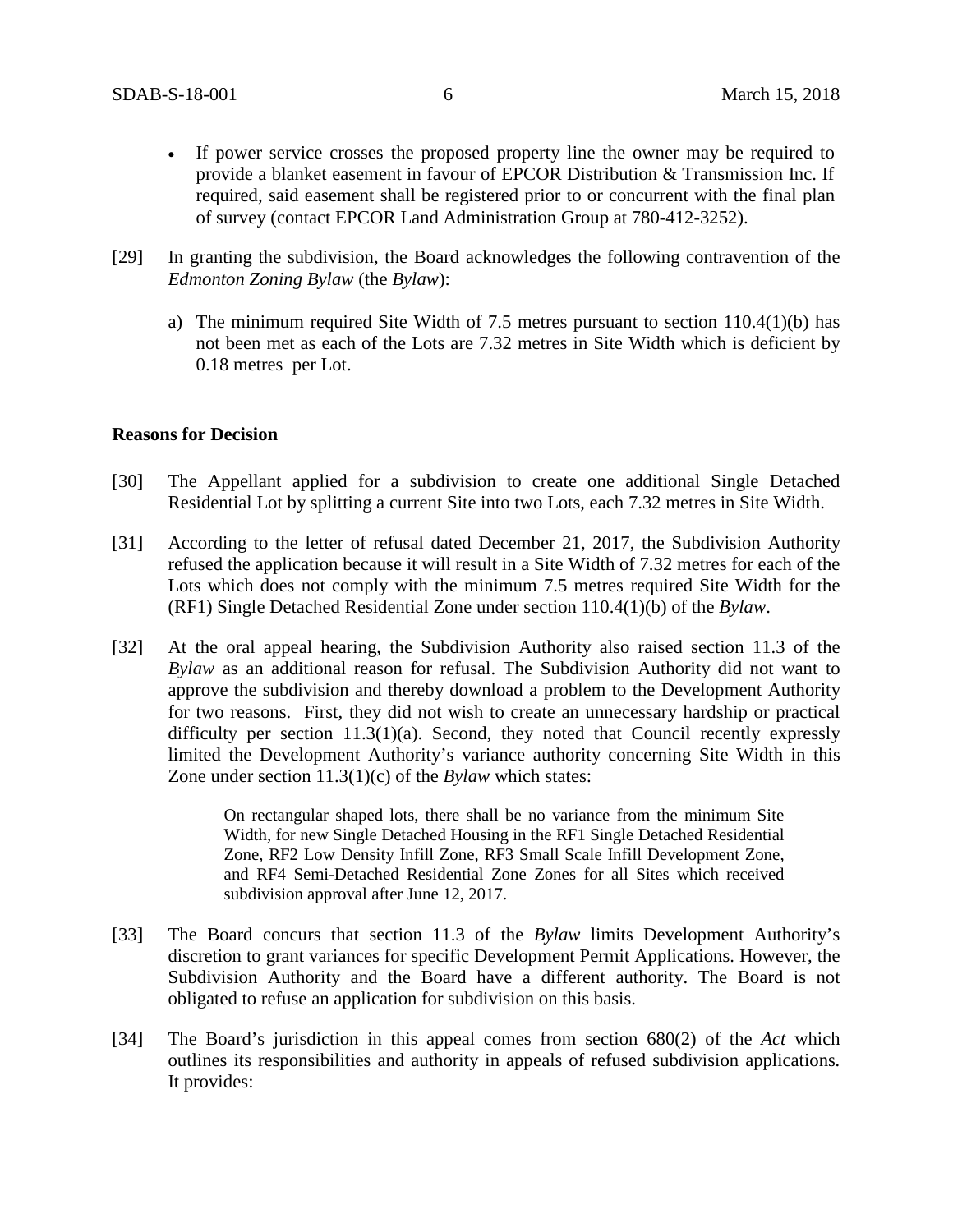- If power service crosses the proposed property line the owner may be required to provide a blanket easement in favour of EPCOR Distribution & Transmission Inc. If required, said easement shall be registered prior to or concurrent with the final plan of survey (contact EPCOR Land Administration Group at 780-412-3252).

[29] In granting the subdivision, the Board acknowledges the following contravention of the *Edmonton Zoning Bylaw* (the *Bylaw*):

a) The minimum required Site Width of 7.5 metres pursuant to section 110.4(1)(b) has not been met as each of the Lots are 7.32 metres in Site Width which is deficient by 0.18 metres per Lot.

**Reasons for Decision**

[30] The Appellant applied for a subdivision to create one additional Single Detached Residential Lot by splitting a current Site into two Lots, each 7.32 metres in Site Width.

[31] According to the letter of refusal dated December 21, 2017, the Subdivision Authority refused the application because it will result in a Site Width of 7.32 metres for each of the Lots which does not comply with the minimum 7.5 metres required Site Width for the (RF1) Single Detached Residential Zone under section 110.4(1)(b) of the *Bylaw*.

[32] At the oral appeal hearing, the Subdivision Authority also raised section 11.3 of the *Bylaw* as an additional reason for refusal. The Subdivision Authority did not want to approve the subdivision and thereby download a problem to the Development Authority for two reasons. First, they did not wish to create an unnecessary hardship or practical difficulty per section 11.3(1)(a). Second, they noted that Council recently expressly limited the Development Authority's variance authority concerning Site Width in this Zone under section 11.3(1)(c) of the *Bylaw* which states:

> On rectangular shaped lots, there shall be no variance from the minimum Site Width, for new Single Detached Housing in the RF1 Single Detached Residential Zone, RF2 Low Density Infill Zone, RF3 Small Scale Infill Development Zone, and RF4 Semi-Detached Residential Zone Zones for all Sites which received subdivision approval after June 12, 2017.

[33] The Board concurs that section 11.3 of the *Bylaw* limits Development Authority's discretion to grant variances for specific Development Permit Applications. However, the Subdivision Authority and the Board have a different authority. The Board is not obligated to refuse an application for subdivision on this basis.

[34] The Board's jurisdiction in this appeal comes from section 680(2) of the *Act* which outlines its responsibilities and authority in appeals of refused subdivision applications. It provides: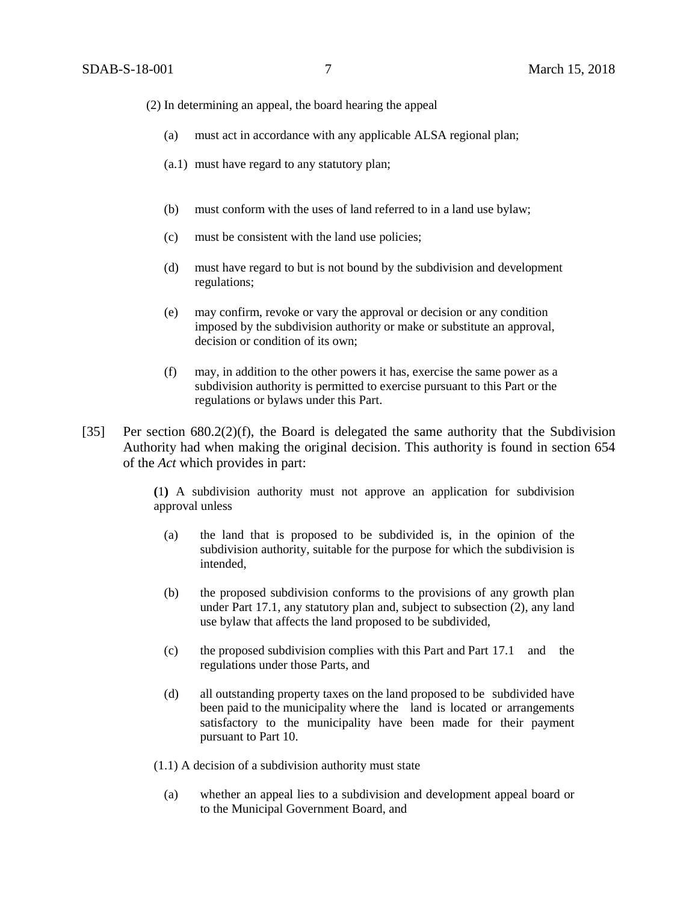(2) In determining an appeal, the board hearing the appeal

> (a) must act in accordance with any applicable ALSA regional plan;
>
> (a.1) must have regard to any statutory plan;
>
> (b) must conform with the uses of land referred to in a land use bylaw;
>
> (c) must be consistent with the land use policies;
>
> (d) must have regard to but is not bound by the subdivision and development regulations;
>
> (e) may confirm, revoke or vary the approval or decision or any condition imposed by the subdivision authority or make or substitute an approval, decision or condition of its own;
>
> (f) may, in addition to the other powers it has, exercise the same power as a subdivision authority is permitted to exercise pursuant to this Part or the regulations or bylaws under this Part.

[35] Per section 680.2(2)(f), the Board is delegated the same authority that the Subdivision Authority had when making the original decision. This authority is found in section 654 of the *Act* which provides in part:

> **(**1**)** A subdivision authority must not approve an application for subdivision approval unless
>
> (a) the land that is proposed to be subdivided is, in the opinion of the subdivision authority, suitable for the purpose for which the subdivision is intended,
>
> (b) the proposed subdivision conforms to the provisions of any growth plan under Part 17.1, any statutory plan and, subject to subsection (2), any land use bylaw that affects the land proposed to be subdivided,
>
> (c) the proposed subdivision complies with this Part and Part 17.1 and the regulations under those Parts, and
>
> (d) all outstanding property taxes on the land proposed to be subdivided have been paid to the municipality where the land is located or arrangements satisfactory to the municipality have been made for their payment pursuant to Part 10.
>
> (1.1) A decision of a subdivision authority must state
>
> (a) whether an appeal lies to a subdivision and development appeal board or to the Municipal Government Board, and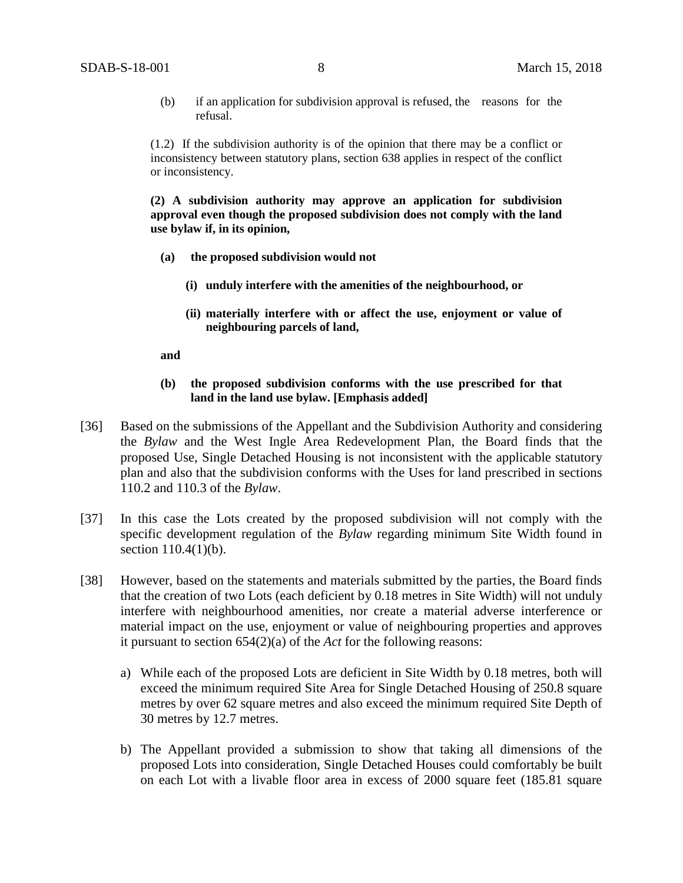(b) if an application for subdivision approval is refused, the reasons for the refusal.

(1.2) If the subdivision authority is of the opinion that there may be a conflict or inconsistency between statutory plans, section 638 applies in respect of the conflict or inconsistency.

**(2) A subdivision authority may approve an application for subdivision approval even though the proposed subdivision does not comply with the land use bylaw if, in its opinion,**

**(a) the proposed subdivision would not**

**(i) unduly interfere with the amenities of the neighbourhood, or**

**(ii) materially interfere with or affect the use, enjoyment or value of neighbouring parcels of land,**

**and**

**(b) the proposed subdivision conforms with the use prescribed for that land in the land use bylaw. [Emphasis added]**

[36] Based on the submissions of the Appellant and the Subdivision Authority and considering the *Bylaw* and the West Ingle Area Redevelopment Plan, the Board finds that the proposed Use, Single Detached Housing is not inconsistent with the applicable statutory plan and also that the subdivision conforms with the Uses for land prescribed in sections 110.2 and 110.3 of the *Bylaw*.

[37] In this case the Lots created by the proposed subdivision will not comply with the specific development regulation of the *Bylaw* regarding minimum Site Width found in section 110.4(1)(b).

[38] However, based on the statements and materials submitted by the parties, the Board finds that the creation of two Lots (each deficient by 0.18 metres in Site Width) will not unduly interfere with neighbourhood amenities, nor create a material adverse interference or material impact on the use, enjoyment or value of neighbouring properties and approves it pursuant to section 654(2)(a) of the *Act* for the following reasons:

a) While each of the proposed Lots are deficient in Site Width by 0.18 metres, both will exceed the minimum required Site Area for Single Detached Housing of 250.8 square metres by over 62 square metres and also exceed the minimum required Site Depth of 30 metres by 12.7 metres.

b) The Appellant provided a submission to show that taking all dimensions of the proposed Lots into consideration, Single Detached Houses could comfortably be built on each Lot with a livable floor area in excess of 2000 square feet (185.81 square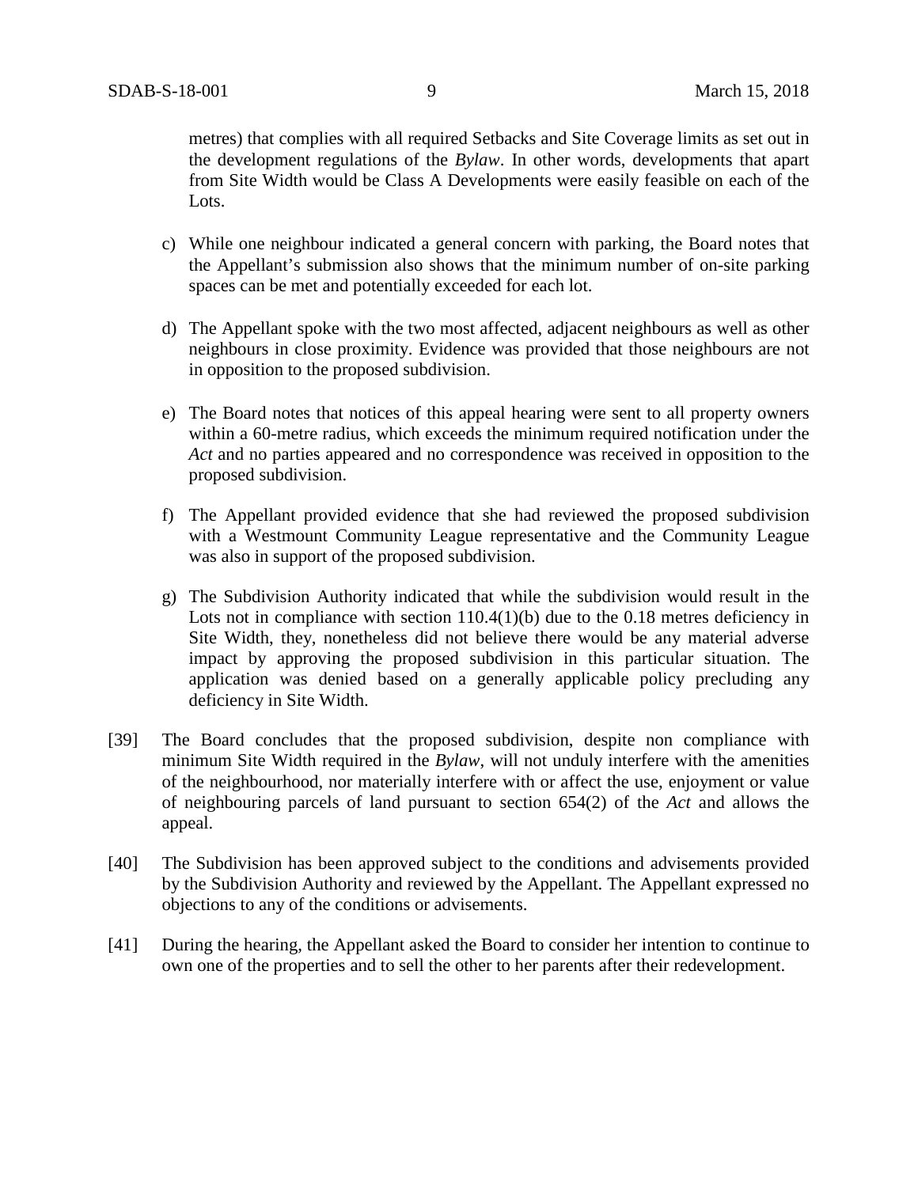metres) that complies with all required Setbacks and Site Coverage limits as set out in the development regulations of the *Bylaw*. In other words, developments that apart from Site Width would be Class A Developments were easily feasible on each of the Lots.

c) While one neighbour indicated a general concern with parking, the Board notes that the Appellant's submission also shows that the minimum number of on-site parking spaces can be met and potentially exceeded for each lot.

d) The Appellant spoke with the two most affected, adjacent neighbours as well as other neighbours in close proximity. Evidence was provided that those neighbours are not in opposition to the proposed subdivision.

e) The Board notes that notices of this appeal hearing were sent to all property owners within a 60-metre radius, which exceeds the minimum required notification under the *Act* and no parties appeared and no correspondence was received in opposition to the proposed subdivision.

f) The Appellant provided evidence that she had reviewed the proposed subdivision with a Westmount Community League representative and the Community League was also in support of the proposed subdivision.

g) The Subdivision Authority indicated that while the subdivision would result in the Lots not in compliance with section 110.4(1)(b) due to the 0.18 metres deficiency in Site Width, they, nonetheless did not believe there would be any material adverse impact by approving the proposed subdivision in this particular situation. The application was denied based on a generally applicable policy precluding any deficiency in Site Width.

[39] The Board concludes that the proposed subdivision, despite non compliance with minimum Site Width required in the *Bylaw*, will not unduly interfere with the amenities of the neighbourhood, nor materially interfere with or affect the use, enjoyment or value of neighbouring parcels of land pursuant to section 654(2) of the *Act* and allows the appeal.

[40] The Subdivision has been approved subject to the conditions and advisements provided by the Subdivision Authority and reviewed by the Appellant. The Appellant expressed no objections to any of the conditions or advisements.

[41] During the hearing, the Appellant asked the Board to consider her intention to continue to own one of the properties and to sell the other to her parents after their redevelopment.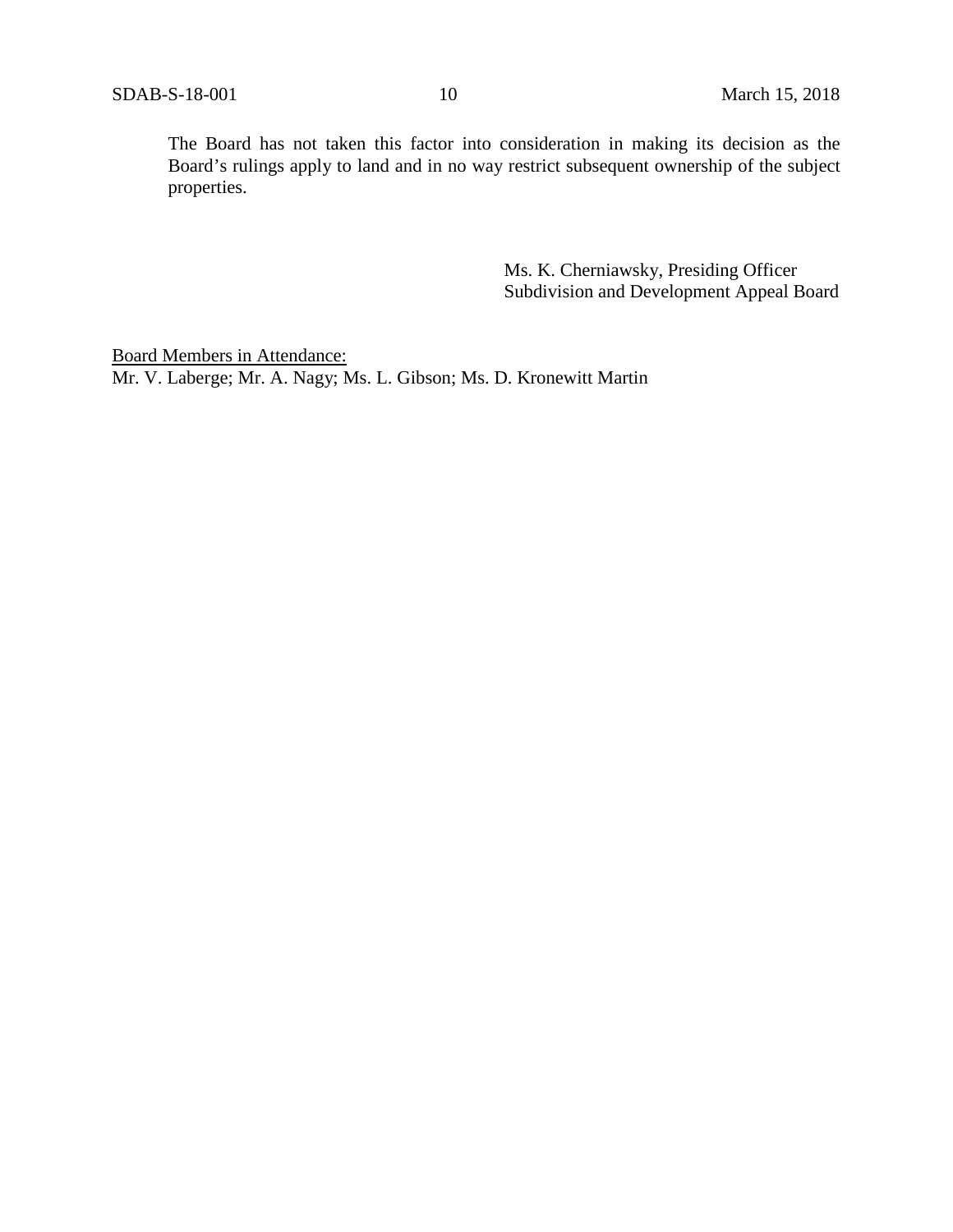The Board has not taken this factor into consideration in making its decision as the Board's rulings apply to land and in no way restrict subsequent ownership of the subject properties.

Ms. K. Cherniawsky, Presiding Officer
Subdivision and Development Appeal Board

Board Members in Attendance:
Mr. V. Laberge; Mr. A. Nagy; Ms. L. Gibson; Ms. D. Kronewitt Martin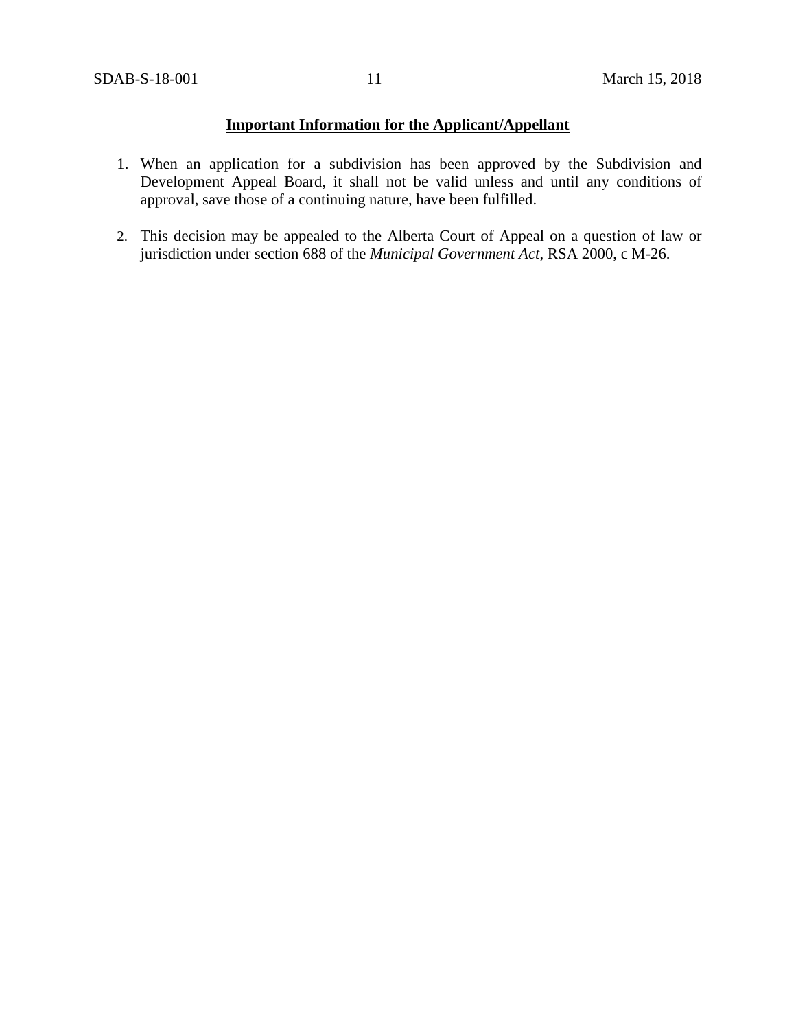**Important Information for the Applicant/Appellant**

1. When an application for a subdivision has been approved by the Subdivision and Development Appeal Board, it shall not be valid unless and until any conditions of approval, save those of a continuing nature, have been fulfilled.

2. This decision may be appealed to the Alberta Court of Appeal on a question of law or jurisdiction under section 688 of the *Municipal Government Act*, RSA 2000, c M-26.